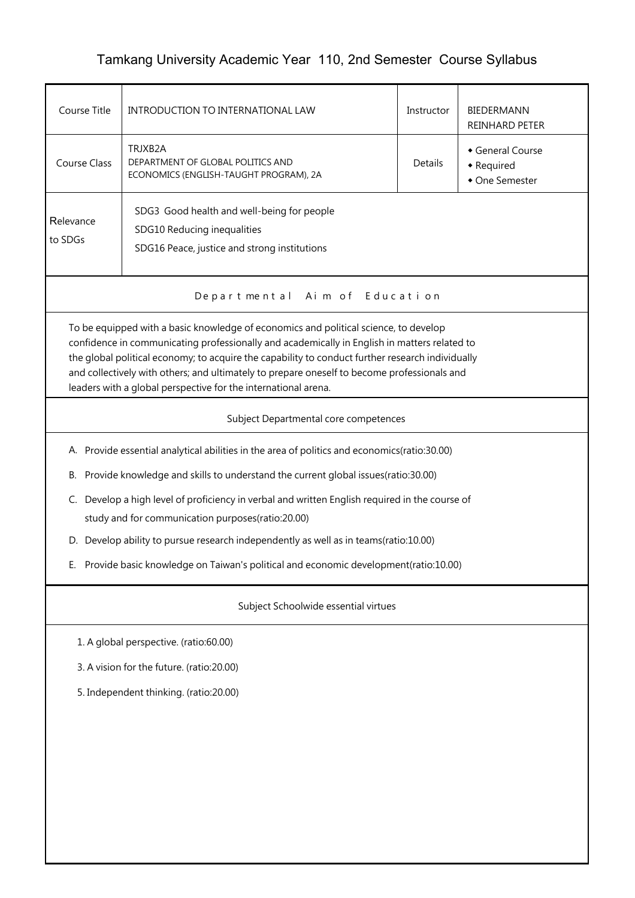# Tamkang University Academic Year 110, 2nd Semester Course Syllabus

| Course Title | INTRODUCTION TO INTERNATIONAL LAW | Instructor | BIEDERMANN REINHARD PETER |
|---|---|---|---|
| Course Class | TRJXB2A<br>DEPARTMENT OF GLOBAL POLITICS AND ECONOMICS (ENGLISH-TAUGHT PROGRAM), 2A | Details | ◆ General Course<br>◆ Required<br>◆ One Semester |
| Relevance to SDGs | SDG3 Good health and well-being for people<br>SDG10 Reducing inequalities<br>SDG16 Peace, justice and strong institutions | | |

## Departmental Aim of Education

To be equipped with a basic knowledge of economics and political science, to develop confidence in communicating professionally and academically in English in matters related to the global political economy; to acquire the capability to conduct further research individually and collectively with others; and ultimately to prepare oneself to become professionals and leaders with a global perspective for the international arena.

## Subject Departmental core competences

A. Provide essential analytical abilities in the area of politics and economics(ratio:30.00)

B. Provide knowledge and skills to understand the current global issues(ratio:30.00)

C. Develop a high level of proficiency in verbal and written English required in the course of study and for communication purposes(ratio:20.00)

D. Develop ability to pursue research independently as well as in teams(ratio:10.00)

E. Provide basic knowledge on Taiwan's political and economic development(ratio:10.00)

## Subject Schoolwide essential virtues

1. A global perspective. (ratio:60.00)

3. A vision for the future. (ratio:20.00)

5. Independent thinking. (ratio:20.00)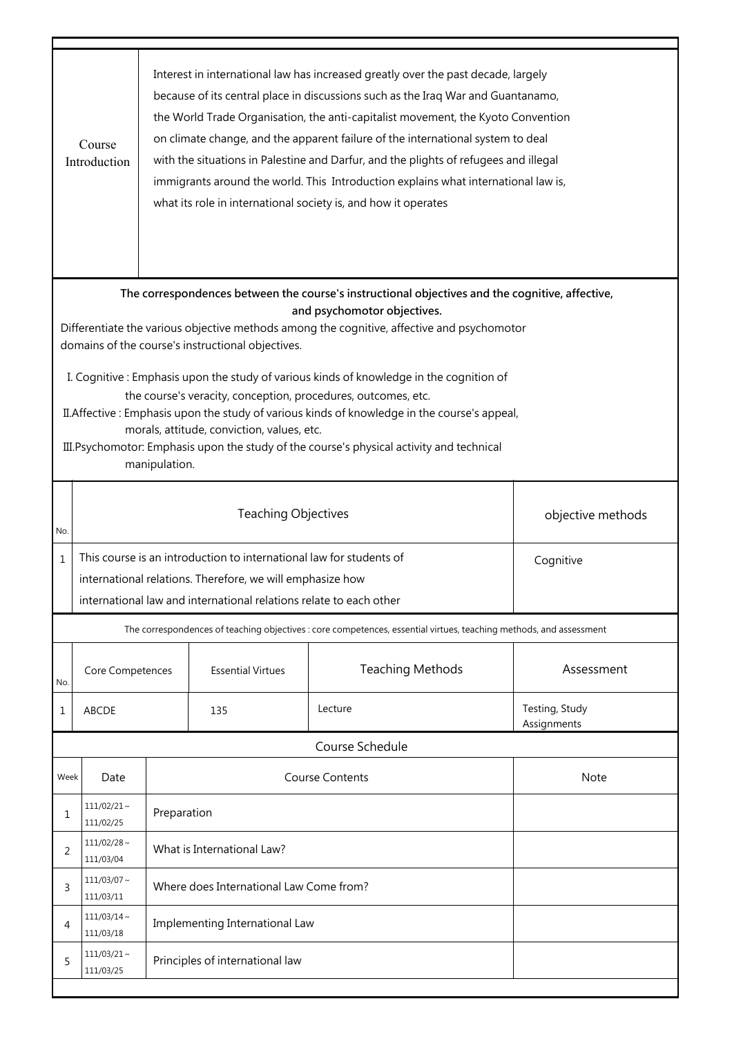| Course Introduction | Interest in international law has increased greatly over the past decade, largely because of its central place in discussions such as the Iraq War and Guantanamo, the World Trade Organisation, the anti-capitalist movement, the Kyoto Convention on climate change, and the apparent failure of the international system to deal with the situations in Palestine and Darfur, and the plights of refugees and illegal immigrants around the world. This Introduction explains what international law is, what its role in international society is, and how it operates |
|---|---|

**The correspondences between the course's instructional objectives and the cognitive, affective, and psychomotor objectives.**

Differentiate the various objective methods among the cognitive, affective and psychomotor domains of the course's instructional objectives.

I. Cognitive : Emphasis upon the study of various kinds of knowledge in the cognition of the course's veracity, conception, procedures, outcomes, etc.

II.Affective : Emphasis upon the study of various kinds of knowledge in the course's appeal, morals, attitude, conviction, values, etc.

III.Psychomotor: Emphasis upon the study of the course's physical activity and technical manipulation.

| No. | Teaching Objectives | objective methods |
|---|---|---|
| 1 | This course is an introduction to international law for students of international relations. Therefore, we will emphasize how international law and international relations relate to each other | Cognitive |

The correspondences of teaching objectives : core competences, essential virtues, teaching methods, and assessment

| No. | Core Competences | Essential Virtues | Teaching Methods | Assessment |
|---|---|---|---|---|
| 1 | ABCDE | 135 | Lecture | Testing, Study Assignments |

Course Schedule

| Week | Date | Course Contents | Note |
|---|---|---|---|
| 1 | 111/02/21～111/02/25 | Preparation | |
| 2 | 111/02/28～111/03/04 | What is International Law? | |
| 3 | 111/03/07～111/03/11 | Where does International Law Come from? | |
| 4 | 111/03/14～111/03/18 | Implementing International Law | |
| 5 | 111/03/21～111/03/25 | Principles of international law | |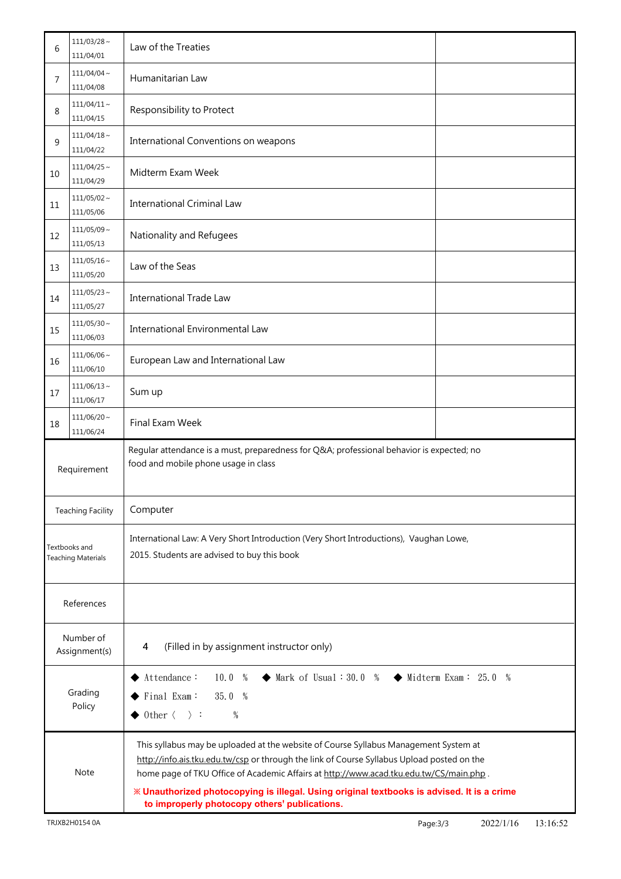| | | | |
|---|---|---|---|
| 6 | 111/03/28～111/04/01 | Law of the Treaties | |
| 7 | 111/04/04～111/04/08 | Humanitarian Law | |
| 8 | 111/04/11～111/04/15 | Responsibility to Protect | |
| 9 | 111/04/18～111/04/22 | International Conventions on weapons | |
| 10 | 111/04/25～111/04/29 | Midterm Exam Week | |
| 11 | 111/05/02～111/05/06 | International Criminal Law | |
| 12 | 111/05/09～111/05/13 | Nationality and Refugees | |
| 13 | 111/05/16～111/05/20 | Law of the Seas | |
| 14 | 111/05/23～111/05/27 | International Trade Law | |
| 15 | 111/05/30～111/06/03 | International Environmental Law | |
| 16 | 111/06/06～111/06/10 | European Law and International Law | |
| 17 | 111/06/13～111/06/17 | Sum up | |
| 18 | 111/06/20～111/06/24 | Final Exam Week | |

| | |
|---|---|
| Requirement | Regular attendance is a must, preparedness for Q&A; professional behavior is expected; no food and mobile phone usage in class |
| Teaching Facility | Computer |
| Textbooks and Teaching Materials | International Law: A Very Short Introduction (Very Short Introductions), Vaughan Lowe, 2015. Students are advised to buy this book |
| References | |
| Number of Assignment(s) | 4 (Filled in by assignment instructor only) |
| Grading Policy | ◆ Attendance： 10.0 % ◆ Mark of Usual：30.0 % ◆ Midterm Exam： 25.0 %<br>◆ Final Exam： 35.0 %<br>◆ Other〈 〉： % |
| Note | This syllabus may be uploaded at the website of Course Syllabus Management System at http://info.ais.tku.edu.tw/csp or through the link of Course Syllabus Upload posted on the home page of TKU Office of Academic Affairs at http://www.acad.tku.edu.tw/CS/main.php .<br>**※ Unauthorized photocopying is illegal. Using original textbooks is advised. It is a crime to improperly photocopy others' publications.** |

TRJXB2H0154 0A 2022/1/16 13:16:52